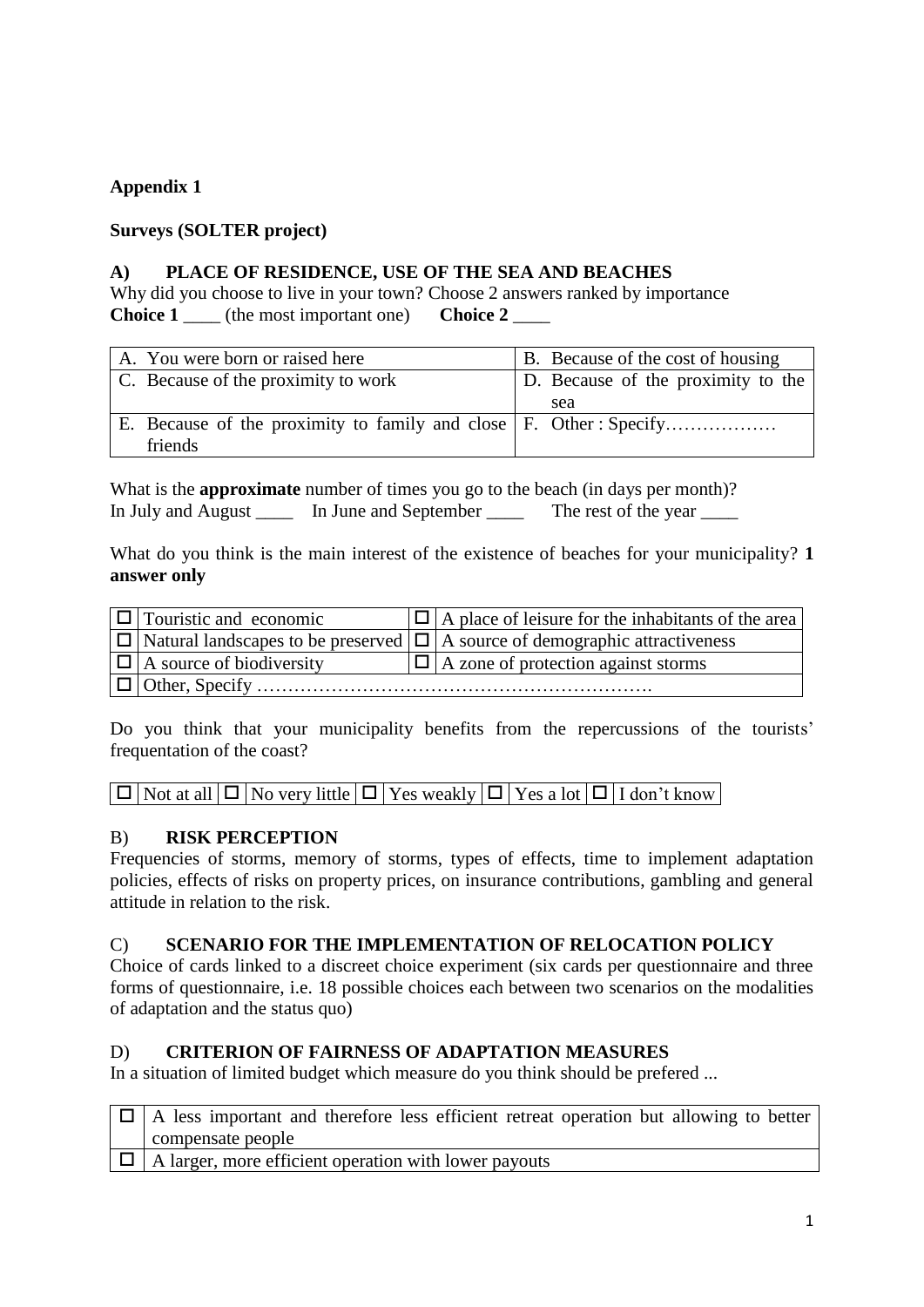**Appendix 1**

**Surveys (SOLTER project)**

**A) PLACE OF RESIDENCE, USE OF THE SEA AND BEACHES**

Why did you choose to live in your town? Choose 2 answers ranked by importance

**Choice 1** ____ (the most important one) **Choice 2** ____

| | |
|---|---|
| A. You were born or raised here | B. Because of the cost of housing |
| C. Because of the proximity to work | D. Because of the proximity to the sea |
| E. Because of the proximity to family and close friends | F. Other : Specify……………… |

What is the **approximate** number of times you go to the beach (in days per month)?

In July and August ____ In June and September ____ The rest of the year ____

What do you think is the main interest of the existence of beaches for your municipality? **1 answer only**

| | | | |
|---|---|---|---|
| ☐ | Touristic and economic | ☐ | A place of leisure for the inhabitants of the area |
| ☐ | Natural landscapes to be preserved | ☐ | A source of demographic attractiveness |
| ☐ | A source of biodiversity | ☐ | A zone of protection against storms |
| ☐ | Other, Specify ………………………………………………………. | | |

Do you think that your municipality benefits from the repercussions of the tourists' frequentation of the coast?

| | | | | | | | | | |
|---|---|---|---|---|---|---|---|---|---|
| ☐ | Not at all | ☐ | No very little | ☐ | Yes weakly | ☐ | Yes a lot | ☐ | I don't know |

B) **RISK PERCEPTION**

Frequencies of storms, memory of storms, types of effects, time to implement adaptation policies, effects of risks on property prices, on insurance contributions, gambling and general attitude in relation to the risk.

C) **SCENARIO FOR THE IMPLEMENTATION OF RELOCATION POLICY**

Choice of cards linked to a discreet choice experiment (six cards per questionnaire and three forms of questionnaire, i.e. 18 possible choices each between two scenarios on the modalities of adaptation and the status quo)

D) **CRITERION OF FAIRNESS OF ADAPTATION MEASURES**

In a situation of limited budget which measure do you think should be prefered ...

| | |
|---|---|
| ☐ | A less important and therefore less efficient retreat operation but allowing to better compensate people |
| ☐ | A larger, more efficient operation with lower payouts |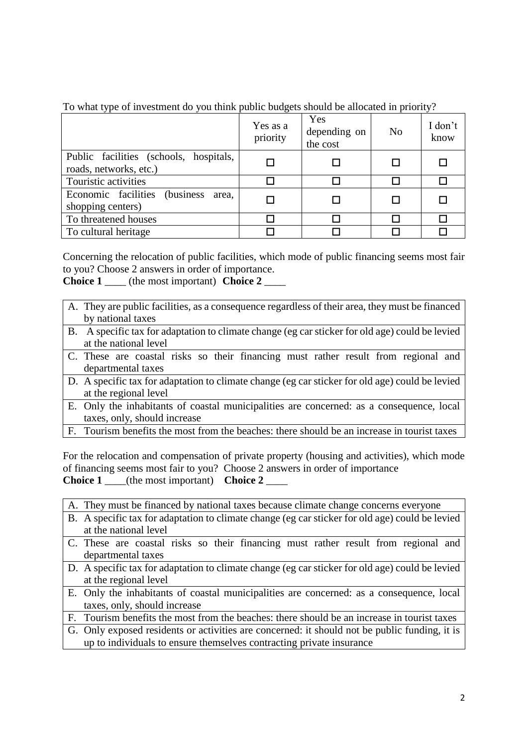To what type of investment do you think public budgets should be allocated in priority?

| | Yes as a priority | Yes depending on the cost | No | I don't know |
|---|---|---|---|---|
| Public facilities (schools, hospitals, roads, networks, etc.) | ☐ | ☐ | ☐ | ☐ |
| Touristic activities | ☐ | ☐ | ☐ | ☐ |
| Economic facilities (business area, shopping centers) | ☐ | ☐ | ☐ | ☐ |
| To threatened houses | ☐ | ☐ | ☐ | ☐ |
| To cultural heritage | ☐ | ☐ | ☐ | ☐ |

Concerning the relocation of public facilities, which mode of public financing seems most fair to you? Choose 2 answers in order of importance.

**Choice 1** ____ (the most important) **Choice 2** ____

| |
|---|
| A. They are public facilities, as a consequence regardless of their area, they must be financed by national taxes |
| B. A specific tax for adaptation to climate change (eg car sticker for old age) could be levied at the national level |
| C. These are coastal risks so their financing must rather result from regional and departmental taxes |
| D. A specific tax for adaptation to climate change (eg car sticker for old age) could be levied at the regional level |
| E. Only the inhabitants of coastal municipalities are concerned: as a consequence, local taxes, only, should increase |
| F. Tourism benefits the most from the beaches: there should be an increase in tourist taxes |

For the relocation and compensation of private property (housing and activities), which mode of financing seems most fair to you? Choose 2 answers in order of importance

**Choice 1** ____(the most important) **Choice 2** ____

| |
|---|
| A. They must be financed by national taxes because climate change concerns everyone |
| B. A specific tax for adaptation to climate change (eg car sticker for old age) could be levied at the national level |
| C. These are coastal risks so their financing must rather result from regional and departmental taxes |
| D. A specific tax for adaptation to climate change (eg car sticker for old age) could be levied at the regional level |
| E. Only the inhabitants of coastal municipalities are concerned: as a consequence, local taxes, only, should increase |
| F. Tourism benefits the most from the beaches: there should be an increase in tourist taxes |
| G. Only exposed residents or activities are concerned: it should not be public funding, it is up to individuals to ensure themselves contracting private insurance |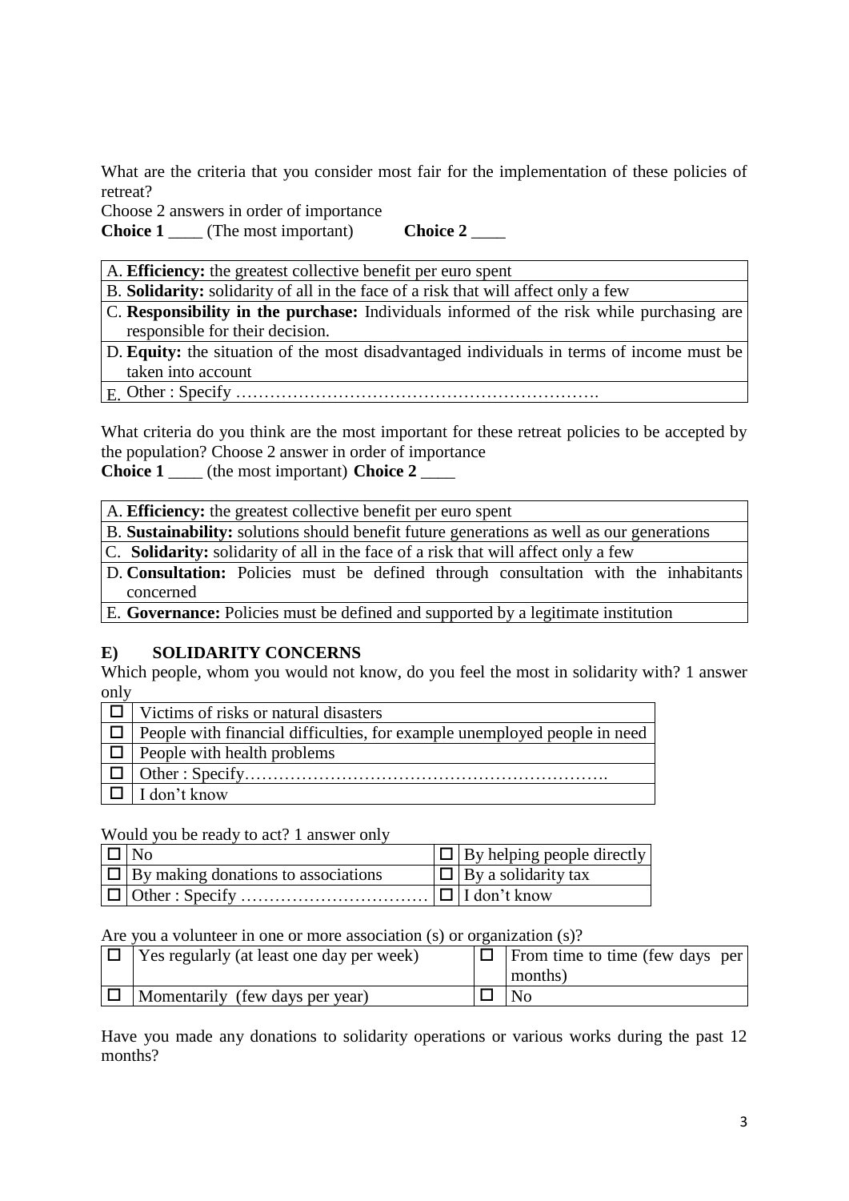What are the criteria that you consider most fair for the implementation of these policies of retreat?

Choose 2 answers in order of importance

**Choice 1** ____ (The most important) **Choice 2** ____

| A. **Efficiency:** the greatest collective benefit per euro spent |
|---|
| B. **Solidarity:** solidarity of all in the face of a risk that will affect only a few |
| C. **Responsibility in the purchase:** Individuals informed of the risk while purchasing are responsible for their decision. |
| D. **Equity:** the situation of the most disadvantaged individuals in terms of income must be taken into account |
| E. Other : Specify ………………………………………………………. |

What criteria do you think are the most important for these retreat policies to be accepted by the population? Choose 2 answer in order of importance

**Choice 1** ____ (the most important) **Choice 2** ____

| A. **Efficiency:** the greatest collective benefit per euro spent |
|---|
| B. **Sustainability:** solutions should benefit future generations as well as our generations |
| C. **Solidarity:** solidarity of all in the face of a risk that will affect only a few |
| D. **Consultation:** Policies must be defined through consultation with the inhabitants concerned |
| E. **Governance:** Policies must be defined and supported by a legitimate institution |

## E) SOLIDARITY CONCERNS

Which people, whom you would not know, do you feel the most in solidarity with? 1 answer only

| ☐ | Victims of risks or natural disasters |
|---|---|
| ☐ | People with financial difficulties, for example unemployed people in need |
| ☐ | People with health problems |
| ☐ | Other : Specify………………………………………………………. |
| ☐ | I don't know |

Would you be ready to act? 1 answer only

| ☐ | No | ☐ | By helping people directly |
|---|---|---|---|
| ☐ | By making donations to associations | ☐ | By a solidarity tax |
| ☐ | Other : Specify …………………………… | ☐ | I don't know |

Are you a volunteer in one or more association (s) or organization (s)?

| ☐ | Yes regularly (at least one day per week) | ☐ | From time to time (few days per months) |
|---|---|---|---|
| ☐ | Momentarily (few days per year) | ☐ | No |

Have you made any donations to solidarity operations or various works during the past 12 months?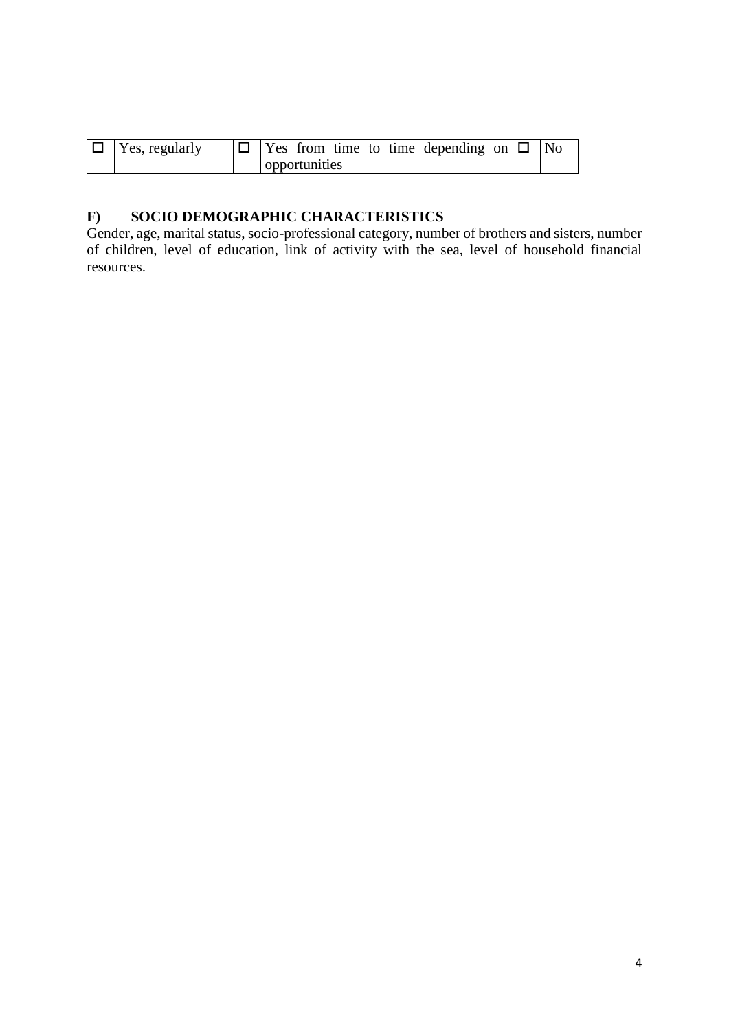| | | | | | |
|---|---|---|---|---|---|
| ☐ | Yes, regularly | ☐ | Yes from time to time depending on opportunities | ☐ | No |

## F) SOCIO DEMOGRAPHIC CHARACTERISTICS

Gender, age, marital status, socio-professional category, number of brothers and sisters, number of children, level of education, link of activity with the sea, level of household financial resources.